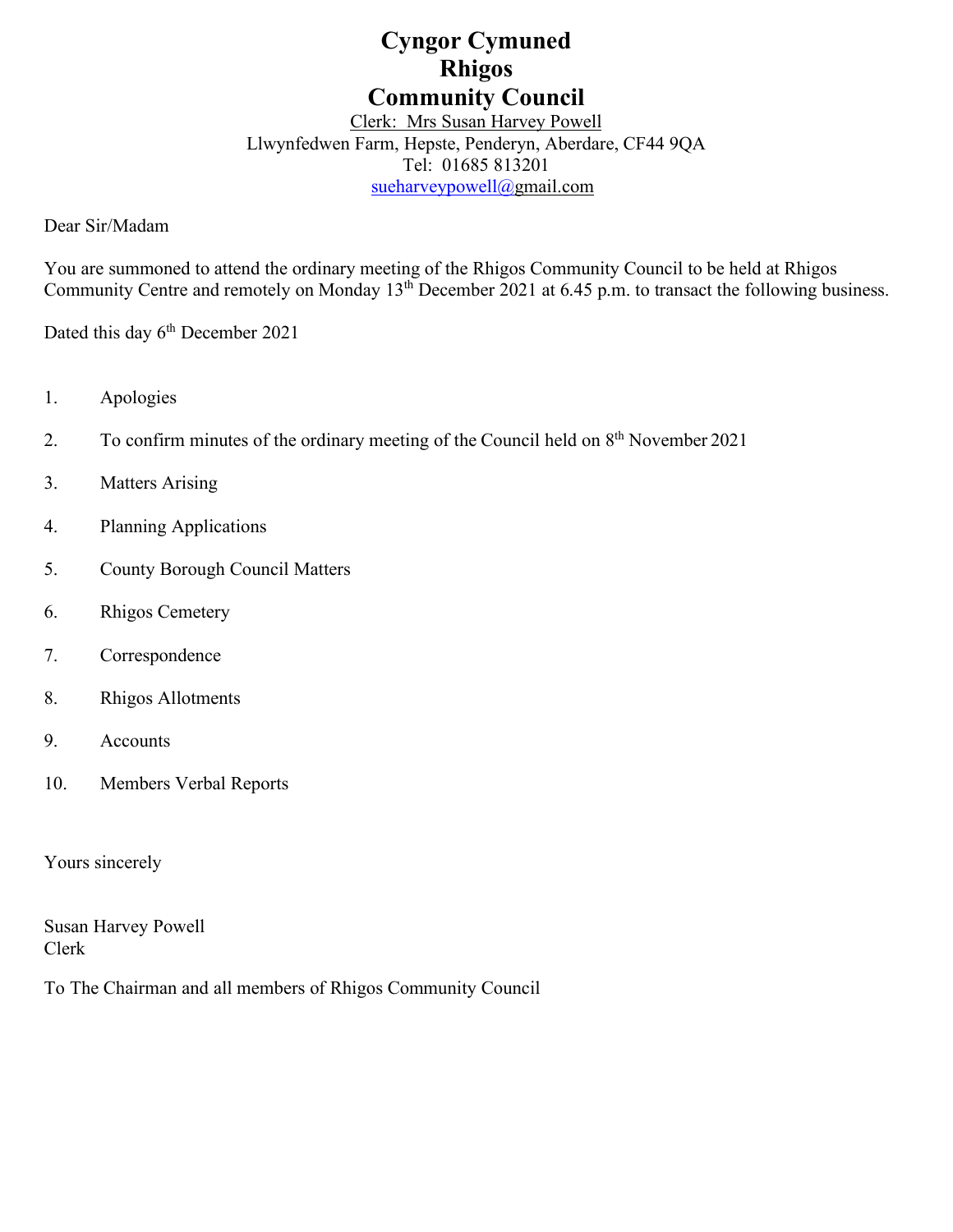# Cyngor Cymuned
# Rhigos
# Community Council

Clerk: Mrs Susan Harvey Powell
Llwynfedwen Farm, Hepste, Penderyn, Aberdare, CF44 9QA
Tel: 01685 813201
sueharveypowell@gmail.com

Dear Sir/Madam

You are summoned to attend the ordinary meeting of the Rhigos Community Council to be held at Rhigos Community Centre and remotely on Monday 13th December 2021 at 6.45 p.m. to transact the following business.

Dated this day 6th December 2021

1. Apologies
2. To confirm minutes of the ordinary meeting of the Council held on 8th November 2021
3. Matters Arising
4. Planning Applications
5. County Borough Council Matters
6. Rhigos Cemetery
7. Correspondence
8. Rhigos Allotments
9. Accounts
10. Members Verbal Reports

Yours sincerely

Susan Harvey Powell
Clerk

To The Chairman and all members of Rhigos Community Council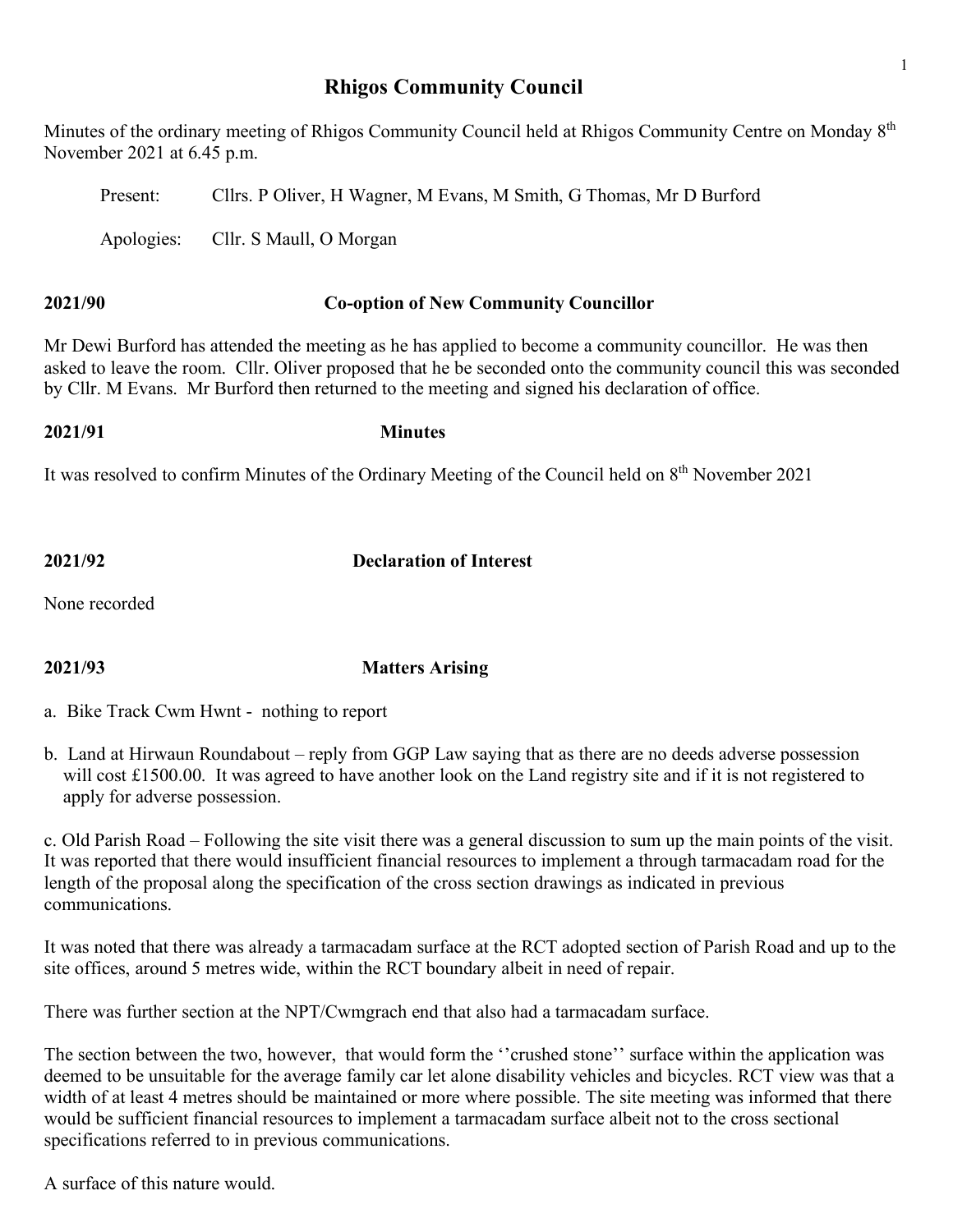# Rhigos Community Council

Minutes of the ordinary meeting of Rhigos Community Council held at Rhigos Community Centre on Monday 8th November 2021 at 6.45 p.m.

Present: Cllrs. P Oliver, H Wagner, M Evans, M Smith, G Thomas, Mr D Burford

Apologies: Cllr. S Maull, O Morgan

**2021/90 Co-option of New Community Councillor**

Mr Dewi Burford has attended the meeting as he has applied to become a community councillor. He was then asked to leave the room. Cllr. Oliver proposed that he be seconded onto the community council this was seconded by Cllr. M Evans. Mr Burford then returned to the meeting and signed his declaration of office.

**2021/91 Minutes**

It was resolved to confirm Minutes of the Ordinary Meeting of the Council held on 8th November 2021

**2021/92 Declaration of Interest**

None recorded

**2021/93 Matters Arising**

a. Bike Track Cwm Hwnt - nothing to report

b. Land at Hirwaun Roundabout – reply from GGP Law saying that as there are no deeds adverse possession will cost £1500.00. It was agreed to have another look on the Land registry site and if it is not registered to apply for adverse possession.

c. Old Parish Road – Following the site visit there was a general discussion to sum up the main points of the visit. It was reported that there would insufficient financial resources to implement a through tarmacadam road for the length of the proposal along the specification of the cross section drawings as indicated in previous communications.

It was noted that there was already a tarmacadam surface at the RCT adopted section of Parish Road and up to the site offices, around 5 metres wide, within the RCT boundary albeit in need of repair.

There was further section at the NPT/Cwmgrach end that also had a tarmacadam surface.

The section between the two, however, that would form the ''crushed stone'' surface within the application was deemed to be unsuitable for the average family car let alone disability vehicles and bicycles. RCT view was that a width of at least 4 metres should be maintained or more where possible. The site meeting was informed that there would be sufficient financial resources to implement a tarmacadam surface albeit not to the cross sectional specifications referred to in previous communications.

A surface of this nature would.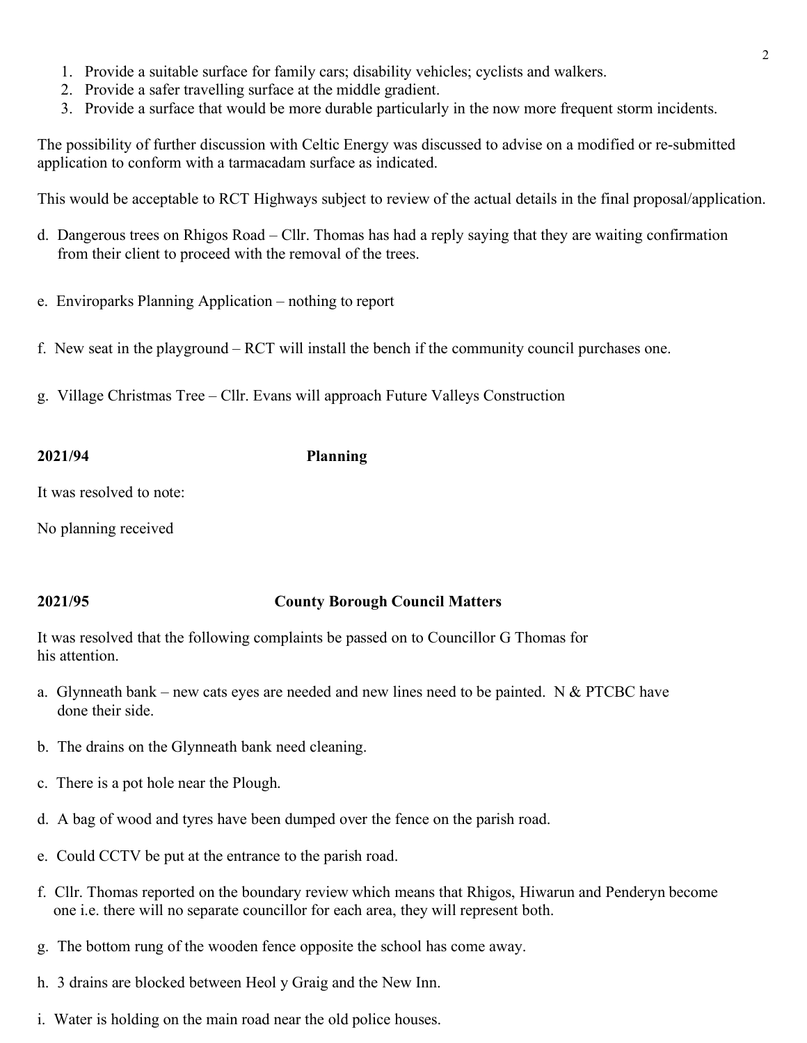1. Provide a suitable surface for family cars; disability vehicles; cyclists and walkers.
2. Provide a safer travelling surface at the middle gradient.
3. Provide a surface that would be more durable particularly in the now more frequent storm incidents.

The possibility of further discussion with Celtic Energy was discussed to advise on a modified or re-submitted application to conform with a tarmacadam surface as indicated.

This would be acceptable to RCT Highways subject to review of the actual details in the final proposal/application.

d. Dangerous trees on Rhigos Road – Cllr. Thomas has had a reply saying that they are waiting confirmation from their client to proceed with the removal of the trees.

e. Enviroparks Planning Application – nothing to report

f. New seat in the playground – RCT will install the bench if the community council purchases one.

g. Village Christmas Tree – Cllr. Evans will approach Future Valleys Construction

**2021/94 Planning**

It was resolved to note:

No planning received

**2021/95 County Borough Council Matters**

It was resolved that the following complaints be passed on to Councillor G Thomas for his attention.

a. Glynneath bank – new cats eyes are needed and new lines need to be painted. N & PTCBC have done their side.

b. The drains on the Glynneath bank need cleaning.

c. There is a pot hole near the Plough.

d. A bag of wood and tyres have been dumped over the fence on the parish road.

e. Could CCTV be put at the entrance to the parish road.

f. Cllr. Thomas reported on the boundary review which means that Rhigos, Hiwarun and Penderyn become one i.e. there will no separate councillor for each area, they will represent both.

g. The bottom rung of the wooden fence opposite the school has come away.

h. 3 drains are blocked between Heol y Graig and the New Inn.

i. Water is holding on the main road near the old police houses.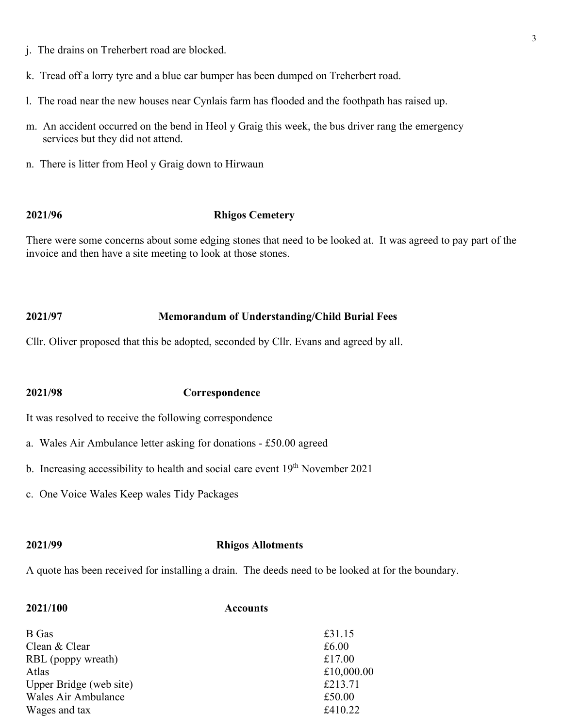j. The drains on Treherbert road are blocked.

k. Tread off a lorry tyre and a blue car bumper has been dumped on Treherbert road.

l. The road near the new houses near Cynlais farm has flooded and the foothpath has raised up.

m. An accident occurred on the bend in Heol y Graig this week, the bus driver rang the emergency services but they did not attend.

n. There is litter from Heol y Graig down to Hirwaun

**2021/96 Rhigos Cemetery**

There were some concerns about some edging stones that need to be looked at. It was agreed to pay part of the invoice and then have a site meeting to look at those stones.

**2021/97 Memorandum of Understanding/Child Burial Fees**

Cllr. Oliver proposed that this be adopted, seconded by Cllr. Evans and agreed by all.

**2021/98 Correspondence**

It was resolved to receive the following correspondence

a. Wales Air Ambulance letter asking for donations - £50.00 agreed

b. Increasing accessibility to health and social care event 19th November 2021

c. One Voice Wales Keep wales Tidy Packages

**2021/99 Rhigos Allotments**

A quote has been received for installing a drain. The deeds need to be looked at for the boundary.

**2021/100 Accounts**

| | |
|---|---|
| B Gas | £31.15 |
| Clean & Clear | £6.00 |
| RBL (poppy wreath) | £17.00 |
| Atlas | £10,000.00 |
| Upper Bridge (web site) | £213.71 |
| Wales Air Ambulance | £50.00 |
| Wages and tax | £410.22 |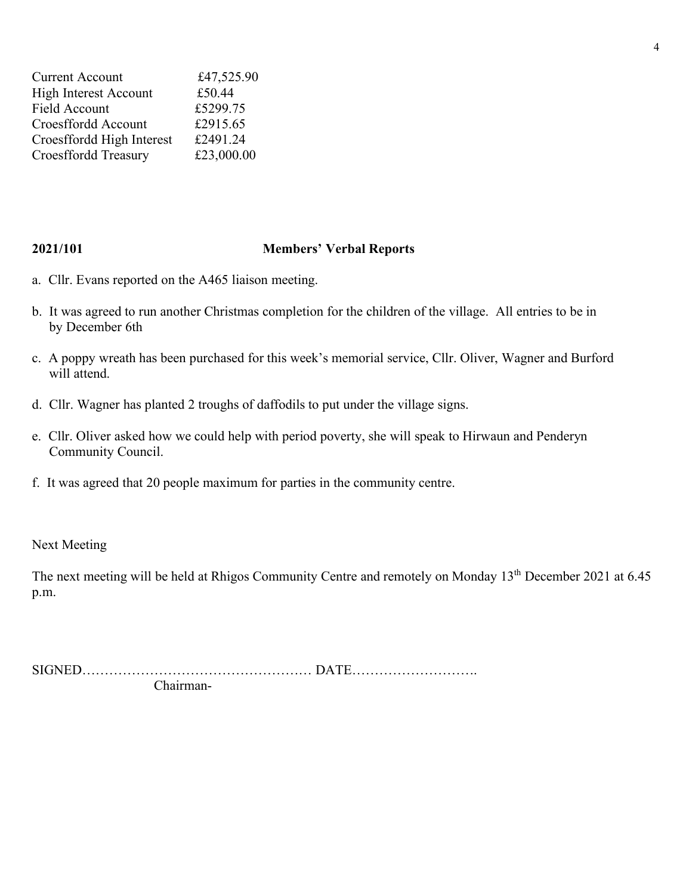| | |
|---|---|
| Current Account | £47,525.90 |
| High Interest Account | £50.44 |
| Field Account | £5299.75 |
| Croesffordd Account | £2915.65 |
| Croesffordd High Interest | £2491.24 |
| Croesffordd Treasury | £23,000.00 |

**2021/101 Members' Verbal Reports**

a. Cllr. Evans reported on the A465 liaison meeting.

b. It was agreed to run another Christmas completion for the children of the village. All entries to be in by December 6th

c. A poppy wreath has been purchased for this week's memorial service, Cllr. Oliver, Wagner and Burford will attend.

d. Cllr. Wagner has planted 2 troughs of daffodils to put under the village signs.

e. Cllr. Oliver asked how we could help with period poverty, she will speak to Hirwaun and Penderyn Community Council.

f. It was agreed that 20 people maximum for parties in the community centre.

Next Meeting

The next meeting will be held at Rhigos Community Centre and remotely on Monday 13th December 2021 at 6.45 p.m.

SIGNED…………………………………………… DATE………………………..
Chairman-